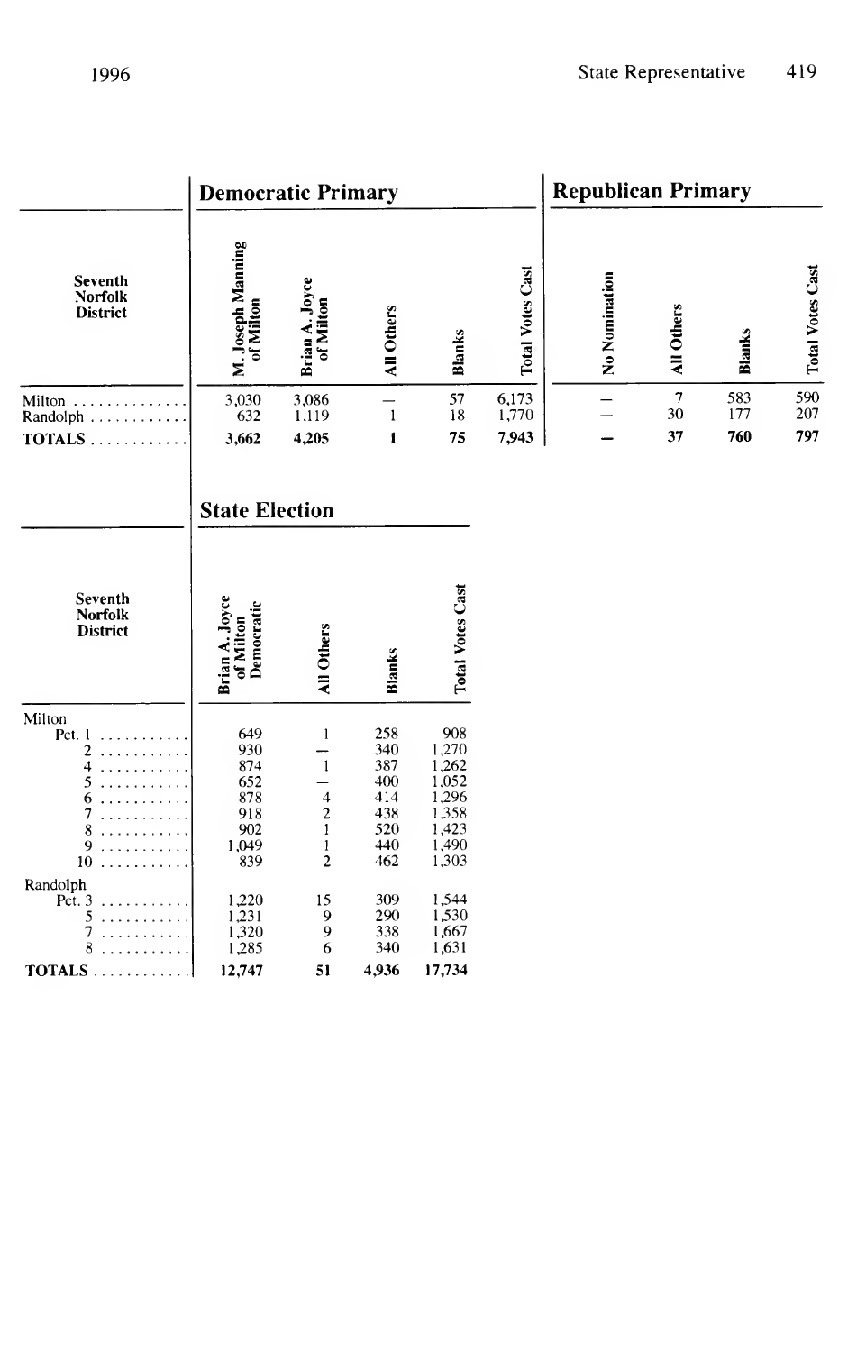## Democratic Primary

| Seventh Norfolk District | M. Joseph Manning of Milton | Brian A. Joyce of Milton | All Others | Blanks | Total Votes Cast |
|---|---|---|---|---|---|
| Milton | 3,030 | 3,086 | — | 57 | 6,173 |
| Randolph | 632 | 1,119 | 1 | 18 | 1,770 |
| **TOTALS** | **3,662** | **4,205** | **1** | **75** | **7,943** |

## Republican Primary

| Seventh Norfolk District | No Nomination | All Others | Blanks | Total Votes Cast |
|---|---|---|---|---|
| Milton | — | 7 | 583 | 590 |
| Randolph | — | 30 | 177 | 207 |
| **TOTALS** | **—** | **37** | **760** | **797** |

## State Election

| Seventh Norfolk District | Brian A. Joyce of Milton Democratic | All Others | Blanks | Total Votes Cast |
|---|---|---|---|---|
| Milton | | | | |
| Pct. 1 | 649 | 1 | 258 | 908 |
| 2 | 930 | — | 340 | 1,270 |
| 4 | 874 | 1 | 387 | 1,262 |
| 5 | 652 | — | 400 | 1,052 |
| 6 | 878 | 4 | 414 | 1,296 |
| 7 | 918 | 2 | 438 | 1,358 |
| 8 | 902 | 1 | 520 | 1,423 |
| 9 | 1,049 | 1 | 440 | 1,490 |
| 10 | 839 | 2 | 462 | 1,303 |
| Randolph | | | | |
| Pct. 3 | 1,220 | 15 | 309 | 1,544 |
| 5 | 1,231 | 9 | 290 | 1,530 |
| 7 | 1,320 | 9 | 338 | 1,667 |
| 8 | 1,285 | 6 | 340 | 1,631 |
| **TOTALS** | **12,747** | **51** | **4,936** | **17,734** |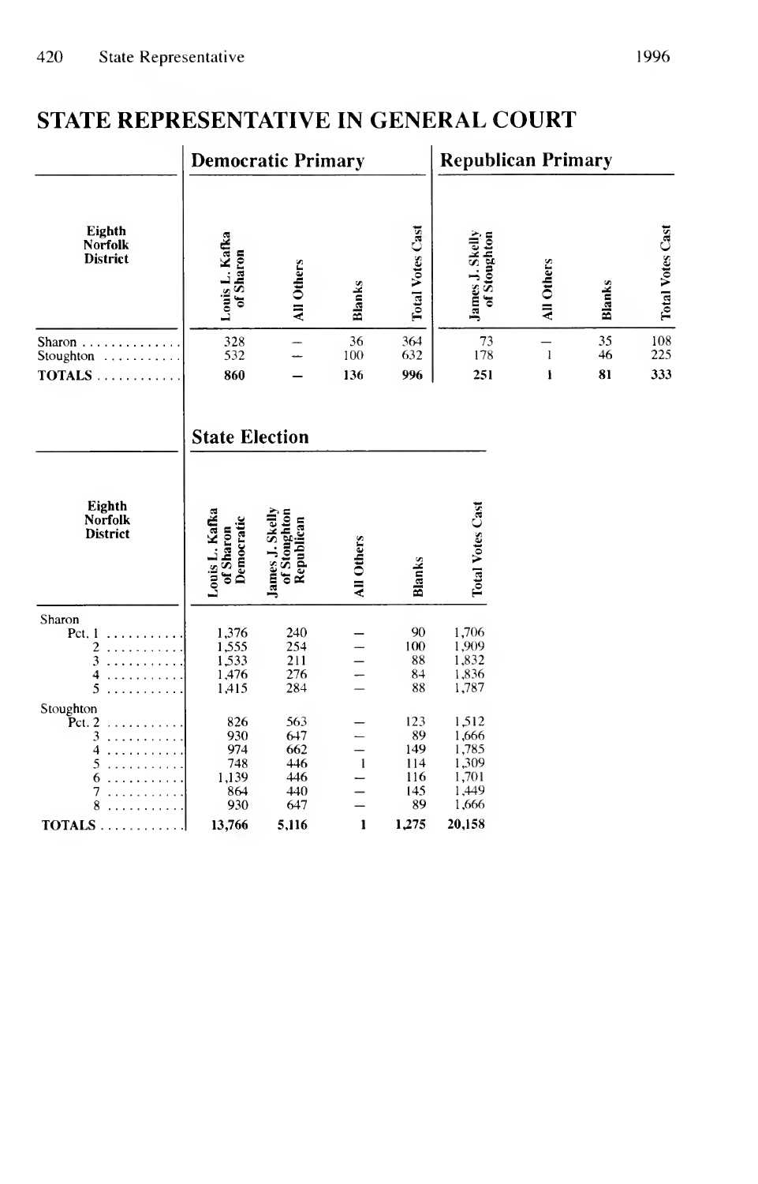# STATE REPRESENTATIVE IN GENERAL COURT

| Eighth Norfolk District | Democratic Primary | | | | Republican Primary | | | |
|---|---|---|---|---|---|---|---|---|
| | Louis L. Kafka of Sharon | All Others | Blanks | Total Votes Cast | James J. Skelly of Stoughton | All Others | Blanks | Total Votes Cast |
| Sharon | 328 | — | 36 | 364 | 73 | — | 35 | 108 |
| Stoughton | 532 | — | 100 | 632 | 178 | 1 | 46 | 225 |
| **TOTALS** | **860** | **—** | **136** | **996** | **251** | **1** | **81** | **333** |

## State Election

| Eighth Norfolk District | Louis L. Kafka of Sharon Democratic | James J. Skelly of Stoughton Republican | All Others | Blanks | Total Votes Cast |
|---|---|---|---|---|---|
| Sharon | | | | | |
| Pct. 1 | 1,376 | 240 | — | 90 | 1,706 |
| 2 | 1,555 | 254 | — | 100 | 1,909 |
| 3 | 1,533 | 211 | — | 88 | 1,832 |
| 4 | 1,476 | 276 | — | 84 | 1,836 |
| 5 | 1,415 | 284 | — | 88 | 1,787 |
| Stoughton | | | | | |
| Pct. 2 | 826 | 563 | — | 123 | 1,512 |
| 3 | 930 | 647 | — | 89 | 1,666 |
| 4 | 974 | 662 | — | 149 | 1,785 |
| 5 | 748 | 446 | 1 | 114 | 1,309 |
| 6 | 1,139 | 446 | — | 116 | 1,701 |
| 7 | 864 | 440 | — | 145 | 1,449 |
| 8 | 930 | 647 | — | 89 | 1,666 |
| **TOTALS** | **13,766** | **5,116** | **1** | **1,275** | **20,158** |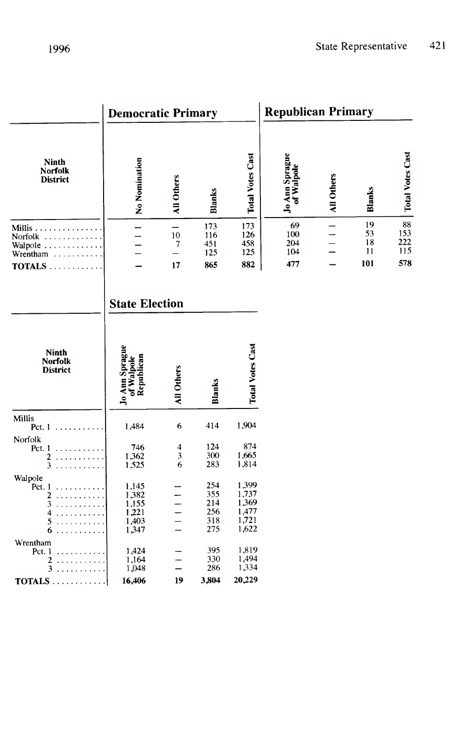| Ninth Norfolk District | Democratic Primary | | | | Republican Primary | | | |
|---|---|---|---|---|---|---|---|---|
| | No Nomination | All Others | Blanks | Total Votes Cast | Jo Ann Sprague of Walpole | All Others | Blanks | Total Votes Cast |
| Millis | — | — | 173 | 173 | 69 | — | 19 | 88 |
| Norfolk | — | 10 | 116 | 126 | 100 | — | 53 | 153 |
| Walpole | — | 7 | 451 | 458 | 204 | — | 18 | 222 |
| Wrentham | — | — | 125 | 125 | 104 | — | 11 | 115 |
| **TOTALS** | **—** | **17** | **865** | **882** | **477** | **—** | **101** | **578** |

## State Election

| Ninth Norfolk District | Jo Ann Sprague of Walpole Republican | All Others | Blanks | Total Votes Cast |
|---|---|---|---|---|
| Millis | | | | |
| Pct. 1 | 1,484 | 6 | 414 | 1,904 |
| Norfolk | | | | |
| Pct. 1 | 746 | 4 | 124 | 874 |
| 2 | 1,362 | 3 | 300 | 1,665 |
| 3 | 1,525 | 6 | 283 | 1,814 |
| Walpole | | | | |
| Pct. 1 | 1,145 | — | 254 | 1,399 |
| 2 | 1,382 | — | 355 | 1,737 |
| 3 | 1,155 | — | 214 | 1,369 |
| 4 | 1,221 | — | 256 | 1,477 |
| 5 | 1,403 | — | 318 | 1,721 |
| 6 | 1,347 | — | 275 | 1,622 |
| Wrentham | | | | |
| Pct. 1 | 1,424 | — | 395 | 1,819 |
| 2 | 1,164 | — | 330 | 1,494 |
| 3 | 1,048 | — | 286 | 1,334 |
| **TOTALS** | **16,406** | **19** | **3,804** | **20,229** |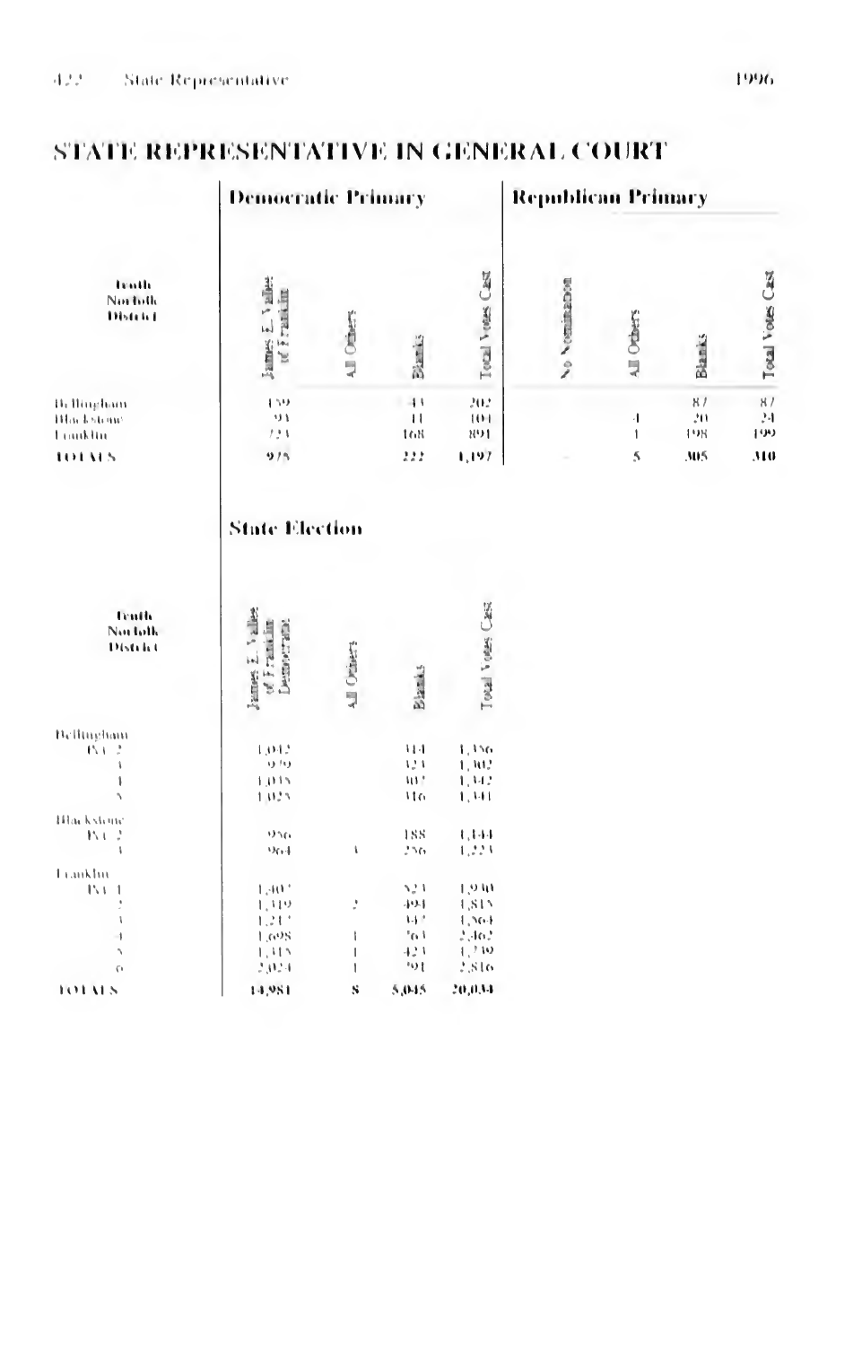# STATE REPRESENTATIVE IN GENERAL COURT

## Democratic Primary / Republican Primary

| Tenth Norfolk District | James E. Vallee of Franklin | All Others | Blanks | Total Votes Cast | No Nomination | All Others | Blanks | Total Votes Cast |
|---|---|---|---|---|---|---|---|---|
| Bellingham | 159 | | 43 | 202 | | | 87 | 87 |
| Blackstone | 93 | | 11 | 104 | | 4 | 20 | 24 |
| Franklin | 723 | | 168 | 891 | | 1 | 198 | 199 |
| **TOTALS** | **975** | | **222** | **1,197** | **-** | **5** | **305** | **310** |

## State Election

| Tenth Norfolk District | James E. Vallee of Franklin Democratic | All Others | Blanks | Total Votes Cast |
|---|---|---|---|---|
| Bellingham | | | | |
| Pct. 2 | 1,042 | | 314 | 1,356 |
| 3 | 979 | | 323 | 1,302 |
| 4 | 1,035 | | 307 | 1,342 |
| 5 | 1,025 | | 316 | 1,341 |
| Blackstone | | | | |
| Pct. 2 | 956 | | 188 | 1,144 |
| 3 | 964 | 3 | 256 | 1,223 |
| Franklin | | | | |
| Pct. 1 | 1,407 | | 523 | 1,930 |
| 2 | 1,319 | 2 | 494 | 1,815 |
| 3 | 1,217 | | 347 | 1,564 |
| 4 | 1,698 | 1 | 763 | 2,462 |
| 5 | 1,315 | 1 | 423 | 1,739 |
| 6 | 2,024 | 1 | 791 | 2,816 |
| **TOTALS** | **14,981** | **8** | **5,045** | **20,034** |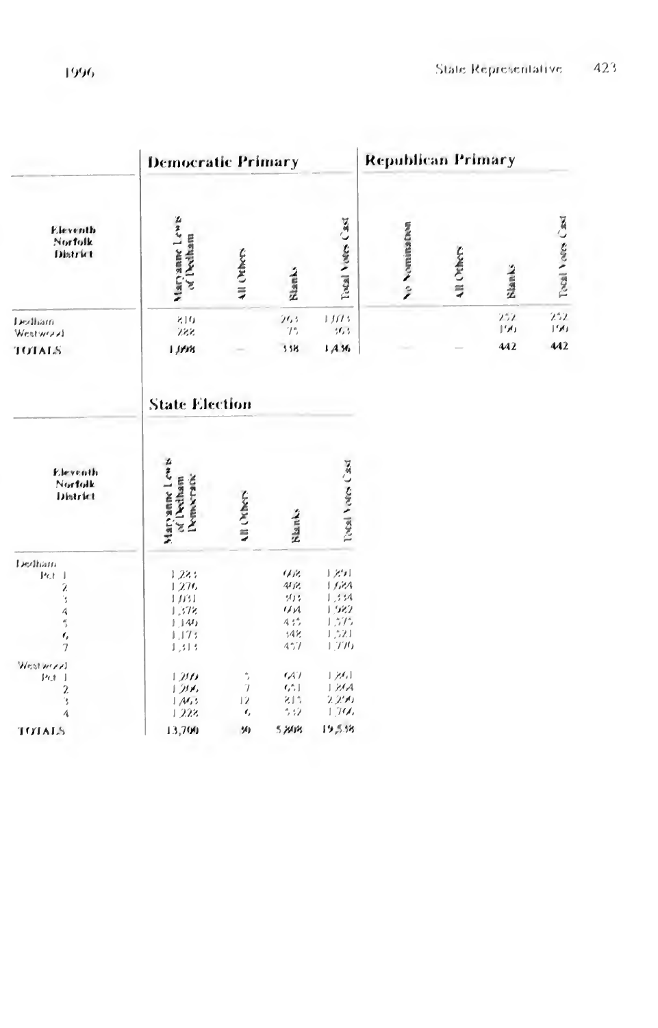| Eleventh Norfolk District | Democratic Primary | | | | Republican Primary | | | |
|---|---|---|---|---|---|---|---|---|
| | Maryanne Lewis of Dedham | All Others | Blanks | Total Votes Cast | No Nomination | All Others | Blanks | Total Votes Cast |
| Dedham | 810 | | 263 | 1,073 | | | 252 | 252 |
| Westwood | 288 | | 75 | 363 | | | 190 | 190 |
| TOTALS | 1,098 | — | 338 | 1,436 | — | — | 442 | 442 |

## State Election

| Eleventh Norfolk District | Maryanne Lewis of Dedham Democratic | All Others | Blanks | Total Votes Cast |
|---|---|---|---|---|
| Dedham | | | | |
| Pct. 1 | 1,283 | | 608 | 1,891 |
| 2 | 1,276 | | 408 | 1,684 |
| 3 | 1,031 | | 303 | 1,334 |
| 4 | 1,378 | | 604 | 1,982 |
| 5 | 1,140 | | 435 | 1,575 |
| 6 | 1,173 | | 348 | 1,521 |
| 7 | 1,313 | | 457 | 1,770 |
| Westwood | | | | |
| Pct. 1 | 1,209 | 5 | 647 | 1,861 |
| 2 | 1,206 | 7 | 651 | 1,864 |
| 3 | 1,463 | 12 | 815 | 2,290 |
| 4 | 1,228 | 6 | 532 | 1,766 |
| TOTALS | 13,700 | 30 | 5,808 | 19,538 |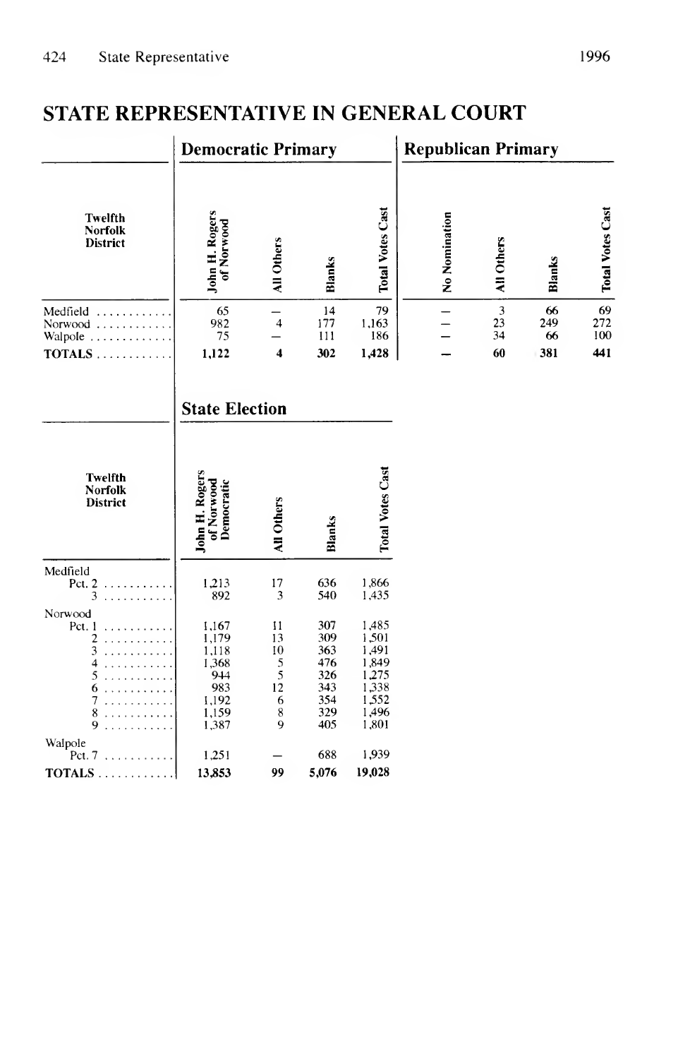## STATE REPRESENTATIVE IN GENERAL COURT

| Twelfth Norfolk District | Democratic Primary | | | | Republican Primary | | | |
|---|---|---|---|---|---|---|---|---|
| | John H. Rogers of Norwood | All Others | Blanks | Total Votes Cast | No Nomination | All Others | Blanks | Total Votes Cast |
| Medfield | 65 | — | 14 | 79 | — | 3 | 66 | 69 |
| Norwood | 982 | 4 | 177 | 1,163 | — | 23 | 249 | 272 |
| Walpole | 75 | — | 111 | 186 | — | 34 | 66 | 100 |
| **TOTALS** | **1,122** | **4** | **302** | **1,428** | **—** | **60** | **381** | **441** |

### State Election

| Twelfth Norfolk District | John H. Rogers of Norwood Democratic | All Others | Blanks | Total Votes Cast |
|---|---|---|---|---|
| Medfield | | | | |
| Pct. 2 | 1,213 | 17 | 636 | 1,866 |
| 3 | 892 | 3 | 540 | 1,435 |
| Norwood | | | | |
| Pct. 1 | 1,167 | 11 | 307 | 1,485 |
| 2 | 1,179 | 13 | 309 | 1,501 |
| 3 | 1,118 | 10 | 363 | 1,491 |
| 4 | 1,368 | 5 | 476 | 1,849 |
| 5 | 944 | 5 | 326 | 1,275 |
| 6 | 983 | 12 | 343 | 1,338 |
| 7 | 1,192 | 6 | 354 | 1,552 |
| 8 | 1,159 | 8 | 329 | 1,496 |
| 9 | 1,387 | 9 | 405 | 1,801 |
| Walpole | | | | |
| Pct. 7 | 1,251 | — | 688 | 1,939 |
| **TOTALS** | **13,853** | **99** | **5,076** | **19,028** |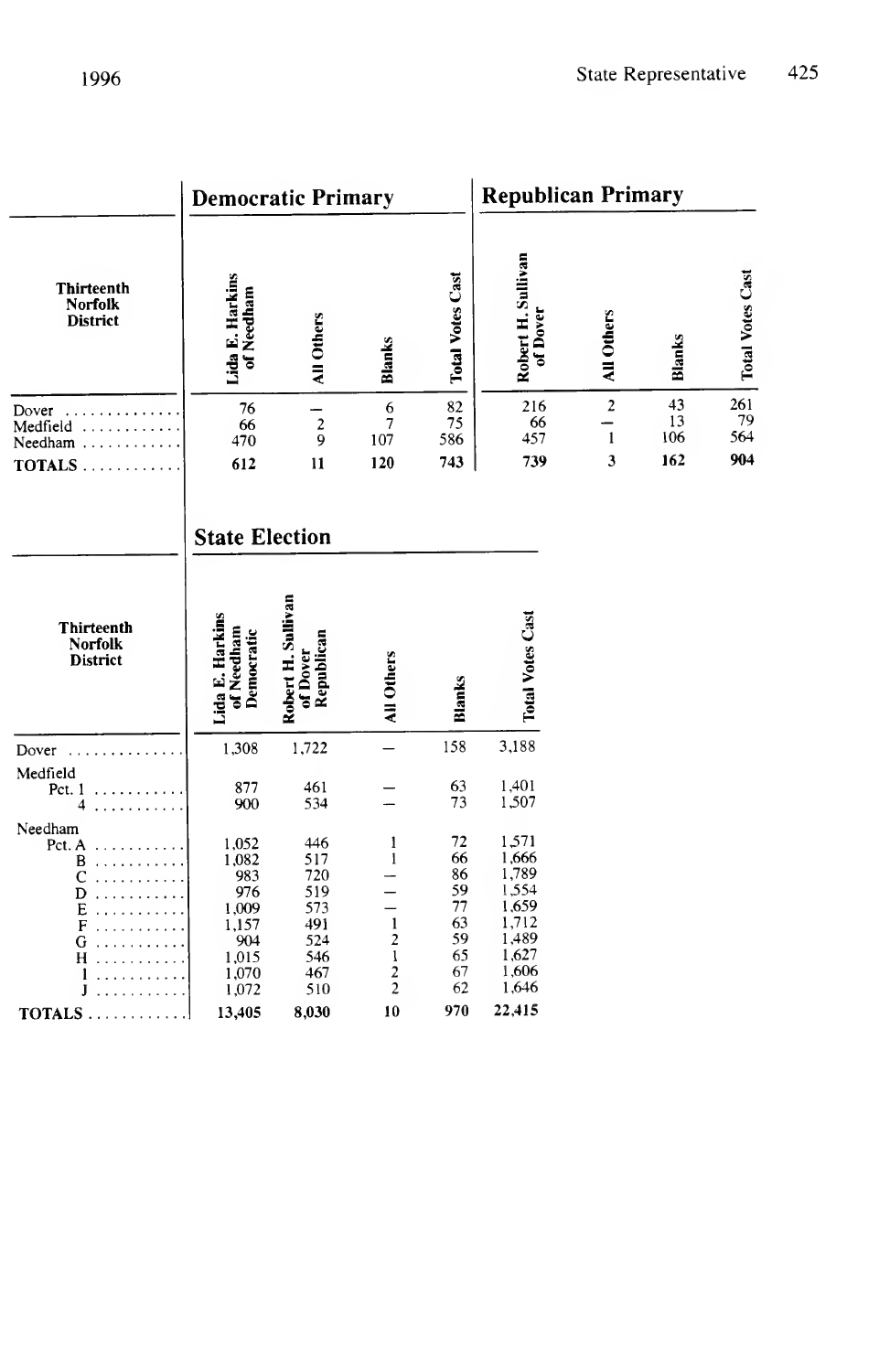| Thirteenth Norfolk District | Democratic Primary | | | | Republican Primary | | | |
|---|---|---|---|---|---|---|---|---|
| | Lida E. Harkins of Needham | All Others | Blanks | Total Votes Cast | Robert H. Sullivan of Dover | All Others | Blanks | Total Votes Cast |
| Dover | 76 | — | 6 | 82 | 216 | 2 | 43 | 261 |
| Medfield | 66 | 2 | 7 | 75 | 66 | — | 13 | 79 |
| Needham | 470 | 9 | 107 | 586 | 457 | 1 | 106 | 564 |
| **TOTALS** | **612** | **11** | **120** | **743** | **739** | **3** | **162** | **904** |

| Thirteenth Norfolk District | State Election | | | | |
|---|---|---|---|---|---|
| | Lida E. Harkins of Needham Democratic | Robert H. Sullivan of Dover Republican | All Others | Blanks | Total Votes Cast |
| Dover | 1,308 | 1,722 | — | 158 | 3,188 |
| Medfield | | | | | |
| Pct. 1 | 877 | 461 | — | 63 | 1,401 |
| 4 | 900 | 534 | — | 73 | 1,507 |
| Needham | | | | | |
| Pct. A | 1,052 | 446 | 1 | 72 | 1,571 |
| B | 1,082 | 517 | 1 | 66 | 1,666 |
| C | 983 | 720 | — | 86 | 1,789 |
| D | 976 | 519 | — | 59 | 1,554 |
| E | 1,009 | 573 | — | 77 | 1,659 |
| F | 1,157 | 491 | 1 | 63 | 1,712 |
| G | 904 | 524 | 2 | 59 | 1,489 |
| H | 1,015 | 546 | 1 | 65 | 1,627 |
| I | 1,070 | 467 | 2 | 67 | 1,606 |
| J | 1,072 | 510 | 2 | 62 | 1,646 |
| **TOTALS** | **13,405** | **8,030** | **10** | **970** | **22,415** |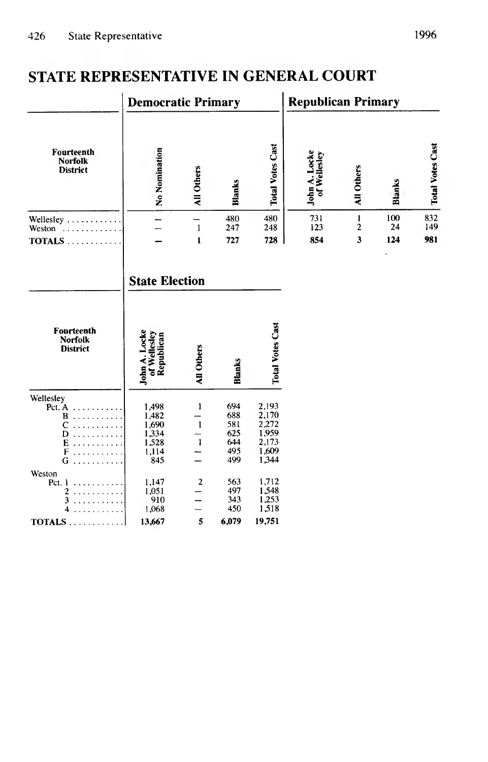# STATE REPRESENTATIVE IN GENERAL COURT

| Fourteenth Norfolk District | Democratic Primary | | | | Republican Primary | | | |
|---|---|---|---|---|---|---|---|---|
| | No Nomination | All Others | Blanks | Total Votes Cast | John A. Locke of Wellesley | All Others | Blanks | Total Votes Cast |
| Wellesley | – | – | 480 | 480 | 731 | 1 | 100 | 832 |
| Weston | – | 1 | 247 | 248 | 123 | 2 | 24 | 149 |
| **TOTALS** | **–** | **1** | **727** | **728** | **854** | **3** | **124** | **981** |

| Fourteenth Norfolk District | State Election | | | |
|---|---|---|---|---|
| | John A. Locke of Wellesley Republican | All Others | Blanks | Total Votes Cast |
| Wellesley | | | | |
| Pct. A | 1,498 | 1 | 694 | 2,193 |
| B | 1,482 | – | 688 | 2,170 |
| C | 1,690 | 1 | 581 | 2,272 |
| D | 1,334 | – | 625 | 1,959 |
| E | 1,528 | 1 | 644 | 2,173 |
| F | 1,114 | – | 495 | 1,609 |
| G | 845 | – | 499 | 1,344 |
| Weston | | | | |
| Pct. 1 | 1,147 | 2 | 563 | 1,712 |
| 2 | 1,051 | – | 497 | 1,548 |
| 3 | 910 | – | 343 | 1,253 |
| 4 | 1,068 | – | 450 | 1,518 |
| **TOTALS** | **13,667** | **5** | **6,079** | **19,751** |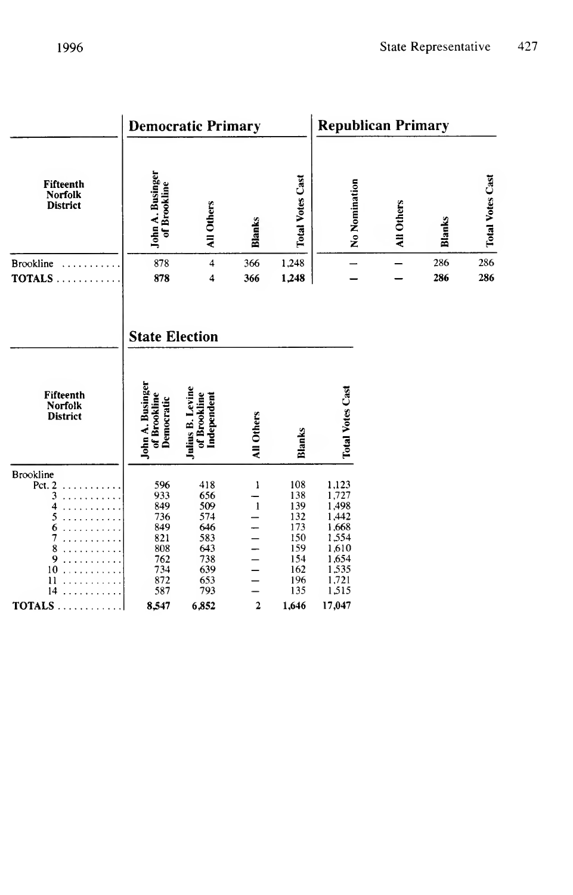| Fifteenth Norfolk District | Democratic Primary | | | | Republican Primary | | | |
|---|---|---|---|---|---|---|---|---|
| | John A. Businger of Brookline | All Others | Blanks | Total Votes Cast | No Nomination | All Others | Blanks | Total Votes Cast |
| Brookline | 878 | 4 | 366 | 1,248 | – | – | 286 | 286 |
| **TOTALS** | **878** | **4** | **366** | **1,248** | **–** | **–** | **286** | **286** |

| Fifteenth Norfolk District | State Election | | | | |
|---|---|---|---|---|---|
| | John A. Businger of Brookline Democratic | Julius B. Levine of Brookline Independent | All Others | Blanks | Total Votes Cast |
| Brookline | | | | | |
| Pct. 2 | 596 | 418 | 1 | 108 | 1,123 |
| 3 | 933 | 656 | – | 138 | 1,727 |
| 4 | 849 | 509 | 1 | 139 | 1,498 |
| 5 | 736 | 574 | – | 132 | 1,442 |
| 6 | 849 | 646 | – | 173 | 1,668 |
| 7 | 821 | 583 | – | 150 | 1,554 |
| 8 | 808 | 643 | – | 159 | 1,610 |
| 9 | 762 | 738 | – | 154 | 1,654 |
| 10 | 734 | 639 | – | 162 | 1,535 |
| 11 | 872 | 653 | – | 196 | 1,721 |
| 14 | 587 | 793 | – | 135 | 1,515 |
| **TOTALS** | **8,547** | **6,852** | **2** | **1,646** | **17,047** |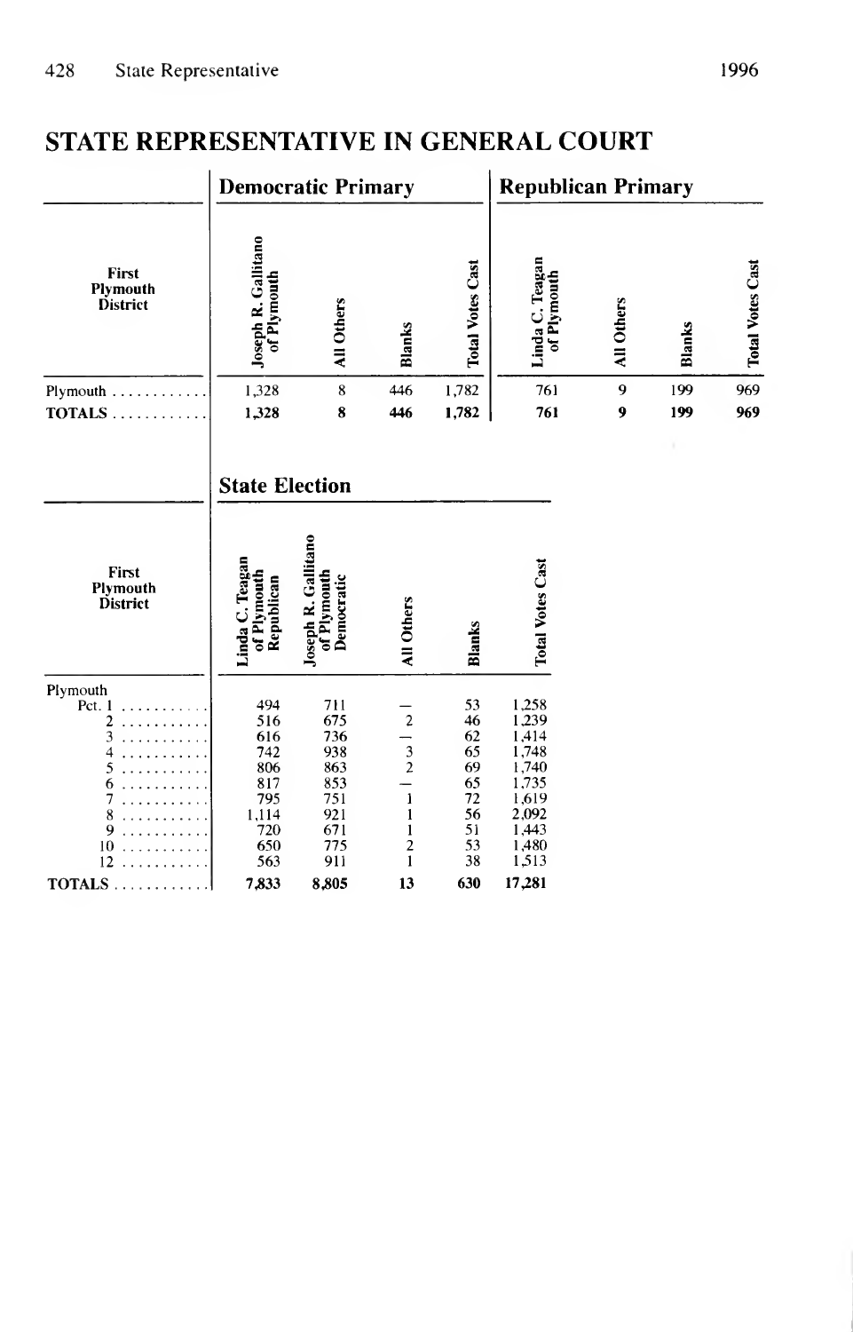# STATE REPRESENTATIVE IN GENERAL COURT

| First Plymouth District | Democratic Primary | | | | Republican Primary | | | |
|---|---|---|---|---|---|---|---|---|
| | Joseph R. Gallitano of Plymouth | All Others | Blanks | Total Votes Cast | Linda C. Teagan of Plymouth | All Others | Blanks | Total Votes Cast |
| Plymouth | 1,328 | 8 | 446 | 1,782 | 761 | 9 | 199 | 969 |
| **TOTALS** | **1,328** | **8** | **446** | **1,782** | **761** | **9** | **199** | **969** |

## State Election

| First Plymouth District | Linda C. Teagan of Plymouth Republican | Joseph R. Gallitano of Plymouth Democratic | All Others | Blanks | Total Votes Cast |
|---|---|---|---|---|---|
| Plymouth | | | | | |
| Pct. 1 | 494 | 711 | — | 53 | 1,258 |
| 2 | 516 | 675 | 2 | 46 | 1,239 |
| 3 | 616 | 736 | — | 62 | 1,414 |
| 4 | 742 | 938 | 3 | 65 | 1,748 |
| 5 | 806 | 863 | 2 | 69 | 1,740 |
| 6 | 817 | 853 | — | 65 | 1,735 |
| 7 | 795 | 751 | 1 | 72 | 1,619 |
| 8 | 1,114 | 921 | 1 | 56 | 2,092 |
| 9 | 720 | 671 | 1 | 51 | 1,443 |
| 10 | 650 | 775 | 2 | 53 | 1,480 |
| 12 | 563 | 911 | 1 | 38 | 1,513 |
| **TOTALS** | **7,833** | **8,805** | **13** | **630** | **17,281** |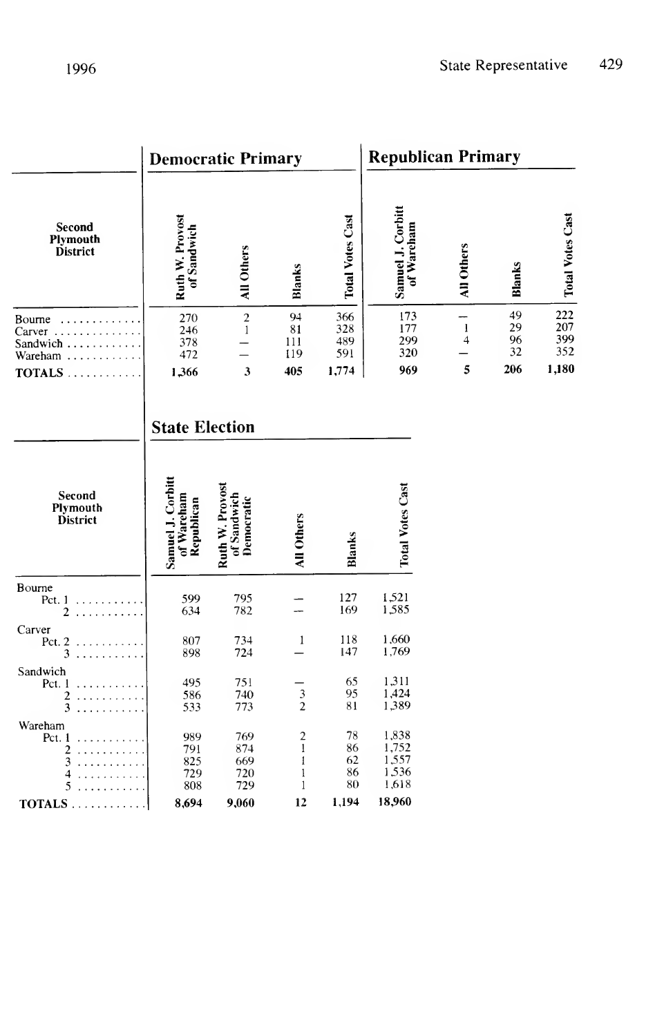## Democratic Primary / Republican Primary

| Second Plymouth District | Democratic Primary | | | | Republican Primary | | | |
|---|---|---|---|---|---|---|---|---|
| | Ruth W. Provost of Sandwich | All Others | Blanks | Total Votes Cast | Samuel J. Corbitt of Wareham | All Others | Blanks | Total Votes Cast |
| Bourne | 270 | 2 | 94 | 366 | 173 | — | 49 | 222 |
| Carver | 246 | 1 | 81 | 328 | 177 | 1 | 29 | 207 |
| Sandwich | 378 | — | 111 | 489 | 299 | 4 | 96 | 399 |
| Wareham | 472 | — | 119 | 591 | 320 | — | 32 | 352 |
| **TOTALS** | **1,366** | **3** | **405** | **1,774** | **969** | **5** | **206** | **1,180** |

## State Election

| Second Plymouth District | Samuel J. Corbitt of Wareham Republican | Ruth W. Provost of Sandwich Democratic | All Others | Blanks | Total Votes Cast |
|---|---|---|---|---|---|
| **Bourne** | | | | | |
| Pct. 1 | 599 | 795 | — | 127 | 1,521 |
| 2 | 634 | 782 | — | 169 | 1,585 |
| **Carver** | | | | | |
| Pct. 2 | 807 | 734 | 1 | 118 | 1,660 |
| 3 | 898 | 724 | — | 147 | 1,769 |
| **Sandwich** | | | | | |
| Pct. 1 | 495 | 751 | — | 65 | 1,311 |
| 2 | 586 | 740 | 3 | 95 | 1,424 |
| 3 | 533 | 773 | 2 | 81 | 1,389 |
| **Wareham** | | | | | |
| Pct. 1 | 989 | 769 | 2 | 78 | 1,838 |
| 2 | 791 | 874 | 1 | 86 | 1,752 |
| 3 | 825 | 669 | 1 | 62 | 1,557 |
| 4 | 729 | 720 | 1 | 86 | 1,536 |
| 5 | 808 | 729 | 1 | 80 | 1,618 |
| **TOTALS** | **8,694** | **9,060** | **12** | **1,194** | **18,960** |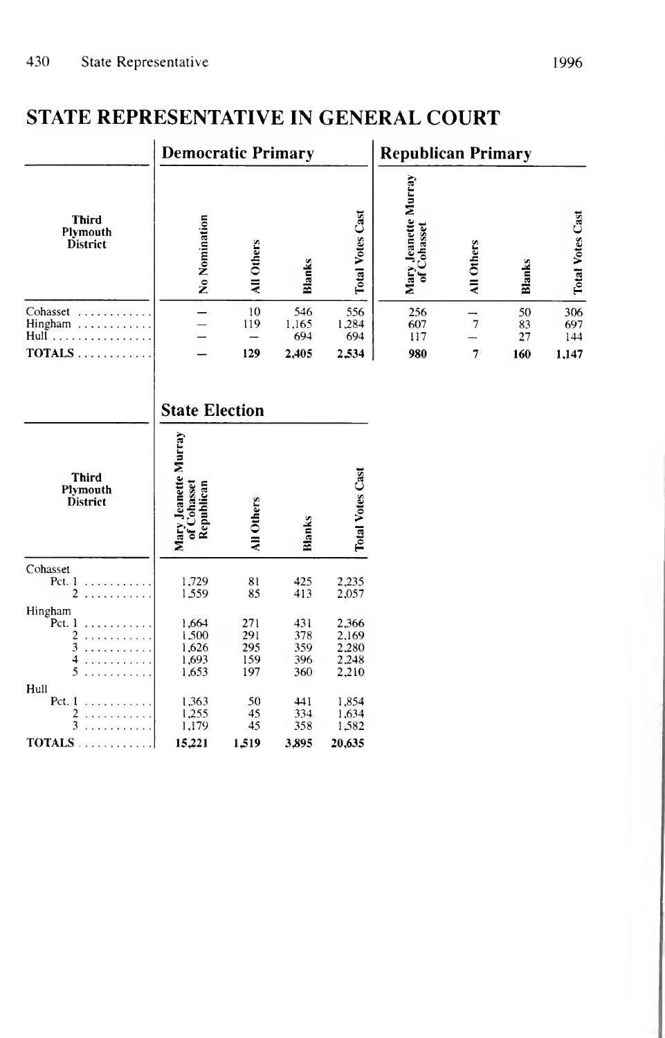## STATE REPRESENTATIVE IN GENERAL COURT

| Third Plymouth District | Democratic Primary | | | | Republican Primary | | | |
|---|---|---|---|---|---|---|---|---|
| | No Nomination | All Others | Blanks | Total Votes Cast | Mary Jeanette Murray of Cohasset | All Others | Blanks | Total Votes Cast |
| Cohasset | — | 10 | 546 | 556 | 256 | — | 50 | 306 |
| Hingham | — | 119 | 1,165 | 1,284 | 607 | 7 | 83 | 697 |
| Hull | — | — | 694 | 694 | 117 | — | 27 | 144 |
| **TOTALS** | **—** | **129** | **2,405** | **2,534** | **980** | **7** | **160** | **1,147** |

| Third Plymouth District | State Election | | | |
|---|---|---|---|---|
| | Mary Jeanette Murray of Cohasset Republican | All Others | Blanks | Total Votes Cast |
| Cohasset | | | | |
| Pct. 1 | 1,729 | 81 | 425 | 2,235 |
| 2 | 1,559 | 85 | 413 | 2,057 |
| Hingham | | | | |
| Pct. 1 | 1,664 | 271 | 431 | 2,366 |
| 2 | 1,500 | 291 | 378 | 2,169 |
| 3 | 1,626 | 295 | 359 | 2,280 |
| 4 | 1,693 | 159 | 396 | 2,248 |
| 5 | 1,653 | 197 | 360 | 2,210 |
| Hull | | | | |
| Pct. 1 | 1,363 | 50 | 441 | 1,854 |
| 2 | 1,255 | 45 | 334 | 1,634 |
| 3 | 1,179 | 45 | 358 | 1,582 |
| **TOTALS** | **15,221** | **1,519** | **3,895** | **20,635** |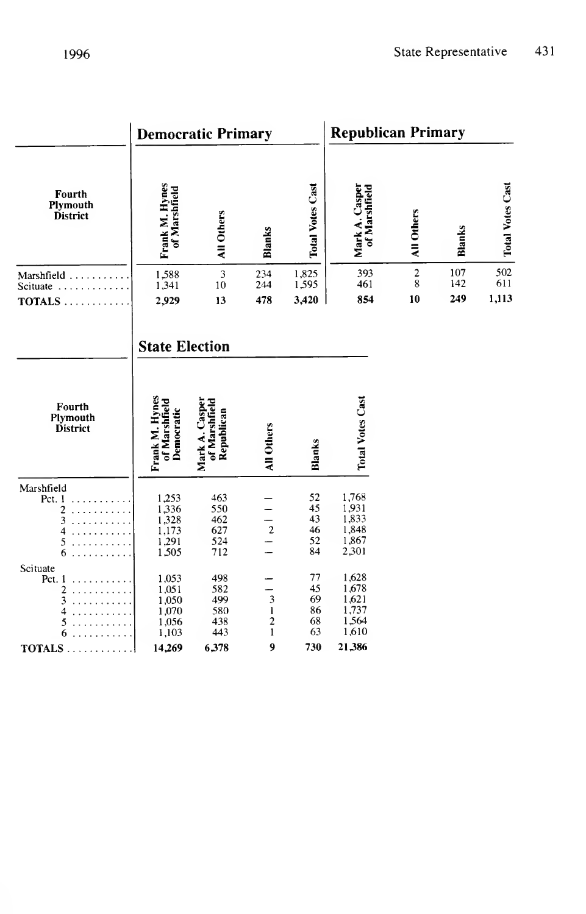| Fourth Plymouth District | Democratic Primary | | | | Republican Primary | | | |
|---|---|---|---|---|---|---|---|---|
| | Frank M. Hynes of Marshfield | All Others | Blanks | Total Votes Cast | Mark A. Casper of Marshfield | All Others | Blanks | Total Votes Cast |
| Marshfield | 1,588 | 3 | 234 | 1,825 | 393 | 2 | 107 | 502 |
| Scituate | 1,341 | 10 | 244 | 1,595 | 461 | 8 | 142 | 611 |
| **TOTALS** | **2,929** | **13** | **478** | **3,420** | **854** | **10** | **249** | **1,113** |

## State Election

| Fourth Plymouth District | Frank M. Hynes of Marshfield Democratic | Mark A. Casper of Marshfield Republican | All Others | Blanks | Total Votes Cast |
|---|---|---|---|---|---|
| Marshfield | | | | | |
| Pct. 1 | 1,253 | 463 | — | 52 | 1,768 |
| 2 | 1,336 | 550 | — | 45 | 1,931 |
| 3 | 1,328 | 462 | — | 43 | 1,833 |
| 4 | 1,173 | 627 | 2 | 46 | 1,848 |
| 5 | 1,291 | 524 | — | 52 | 1,867 |
| 6 | 1,505 | 712 | — | 84 | 2,301 |
| Scituate | | | | | |
| Pct. 1 | 1,053 | 498 | — | 77 | 1,628 |
| 2 | 1,051 | 582 | — | 45 | 1,678 |
| 3 | 1,050 | 499 | 3 | 69 | 1,621 |
| 4 | 1,070 | 580 | 1 | 86 | 1,737 |
| 5 | 1,056 | 438 | 2 | 68 | 1,564 |
| 6 | 1,103 | 443 | 1 | 63 | 1,610 |
| **TOTALS** | **14,269** | **6,378** | **9** | **730** | **21,386** |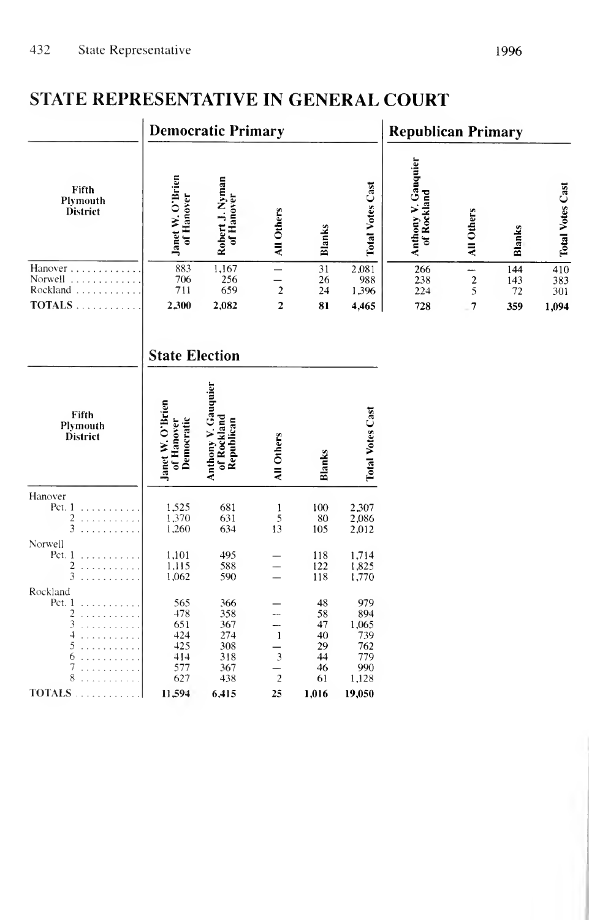# STATE REPRESENTATIVE IN GENERAL COURT

| Fifth Plymouth District | Democratic Primary | | | | | Republican Primary | | | |
|---|---|---|---|---|---|---|---|---|---|
| | Janet W. O'Brien of Hanover | Robert J. Nyman of Hanover | All Others | Blanks | Total Votes Cast | Anthony V. Gauquier of Rockland | All Others | Blanks | Total Votes Cast |
| Hanover | 883 | 1,167 | — | 31 | 2,081 | 266 | — | 144 | 410 |
| Norwell | 706 | 256 | — | 26 | 988 | 238 | 2 | 143 | 383 |
| Rockland | 711 | 659 | 2 | 24 | 1,396 | 224 | 5 | 72 | 301 |
| **TOTALS** | **2,300** | **2,082** | **2** | **81** | **4,465** | **728** | **7** | **359** | **1,094** |

## State Election

| Fifth Plymouth District | Janet W. O'Brien of Hanover Democratic | Anthony V. Gauquier of Rockland Republican | All Others | Blanks | Total Votes Cast |
|---|---|---|---|---|---|
| Hanover | | | | | |
| Pct. 1 | 1,525 | 681 | 1 | 100 | 2,307 |
| 2 | 1,370 | 631 | 5 | 80 | 2,086 |
| 3 | 1,260 | 634 | 13 | 105 | 2,012 |
| Norwell | | | | | |
| Pct. 1 | 1,101 | 495 | — | 118 | 1,714 |
| 2 | 1,115 | 588 | — | 122 | 1,825 |
| 3 | 1,062 | 590 | — | 118 | 1,770 |
| Rockland | | | | | |
| Pct. 1 | 565 | 366 | — | 48 | 979 |
| 2 | 478 | 358 | — | 58 | 894 |
| 3 | 651 | 367 | — | 47 | 1,065 |
| 4 | 424 | 274 | 1 | 40 | 739 |
| 5 | 425 | 308 | — | 29 | 762 |
| 6 | 414 | 318 | 3 | 44 | 779 |
| 7 | 577 | 367 | — | 46 | 990 |
| 8 | 627 | 438 | 2 | 61 | 1,128 |
| **TOTALS** | **11,594** | **6,415** | **25** | **1,016** | **19,050** |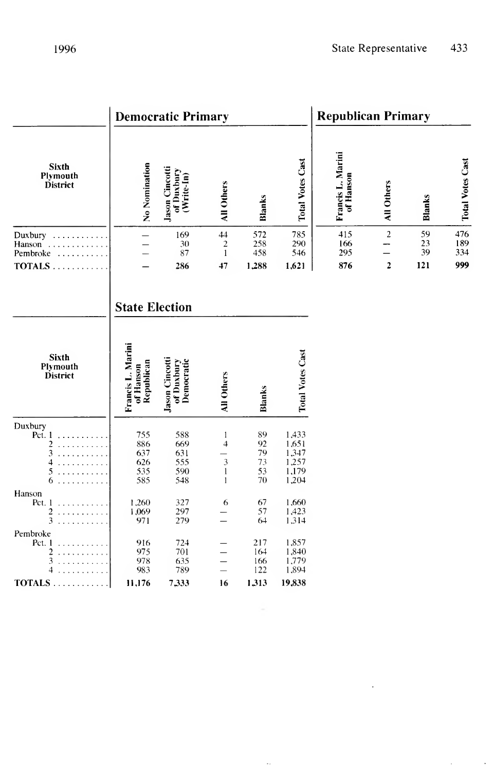| Sixth Plymouth District | Democratic Primary | | | | | Republican Primary | | | |
|---|---|---|---|---|---|---|---|---|---|
| | No Nomination | Jason Cincotti of Duxbury (Write-In) | All Others | Blanks | Total Votes Cast | Francis L. Marini of Hanson | All Others | Blanks | Total Votes Cast |
| Duxbury | — | 169 | 44 | 572 | 785 | 415 | 2 | 59 | 476 |
| Hanson | — | 30 | 2 | 258 | 290 | 166 | — | 23 | 189 |
| Pembroke | — | 87 | 1 | 458 | 546 | 295 | — | 39 | 334 |
| **TOTALS** | **—** | **286** | **47** | **1,288** | **1,621** | **876** | **2** | **121** | **999** |

## State Election

| Sixth Plymouth District | Francis L. Marini of Hanson Republican | Jason Cincotti of Duxbury Democratic | All Others | Blanks | Total Votes Cast |
|---|---|---|---|---|---|
| Duxbury | | | | | |
| Pct. 1 | 755 | 588 | 1 | 89 | 1,433 |
| 2 | 886 | 669 | 4 | 92 | 1,651 |
| 3 | 637 | 631 | — | 79 | 1,347 |
| 4 | 626 | 555 | 3 | 73 | 1,257 |
| 5 | 535 | 590 | 1 | 53 | 1,179 |
| 6 | 585 | 548 | 1 | 70 | 1,204 |
| Hanson | | | | | |
| Pct. 1 | 1,260 | 327 | 6 | 67 | 1,660 |
| 2 | 1,069 | 297 | — | 57 | 1,423 |
| 3 | 971 | 279 | — | 64 | 1,314 |
| Pembroke | | | | | |
| Pct. 1 | 916 | 724 | — | 217 | 1,857 |
| 2 | 975 | 701 | — | 164 | 1,840 |
| 3 | 978 | 635 | — | 166 | 1,779 |
| 4 | 983 | 789 | — | 122 | 1,894 |
| **TOTALS** | **11,176** | **7,333** | **16** | **1,313** | **19,838** |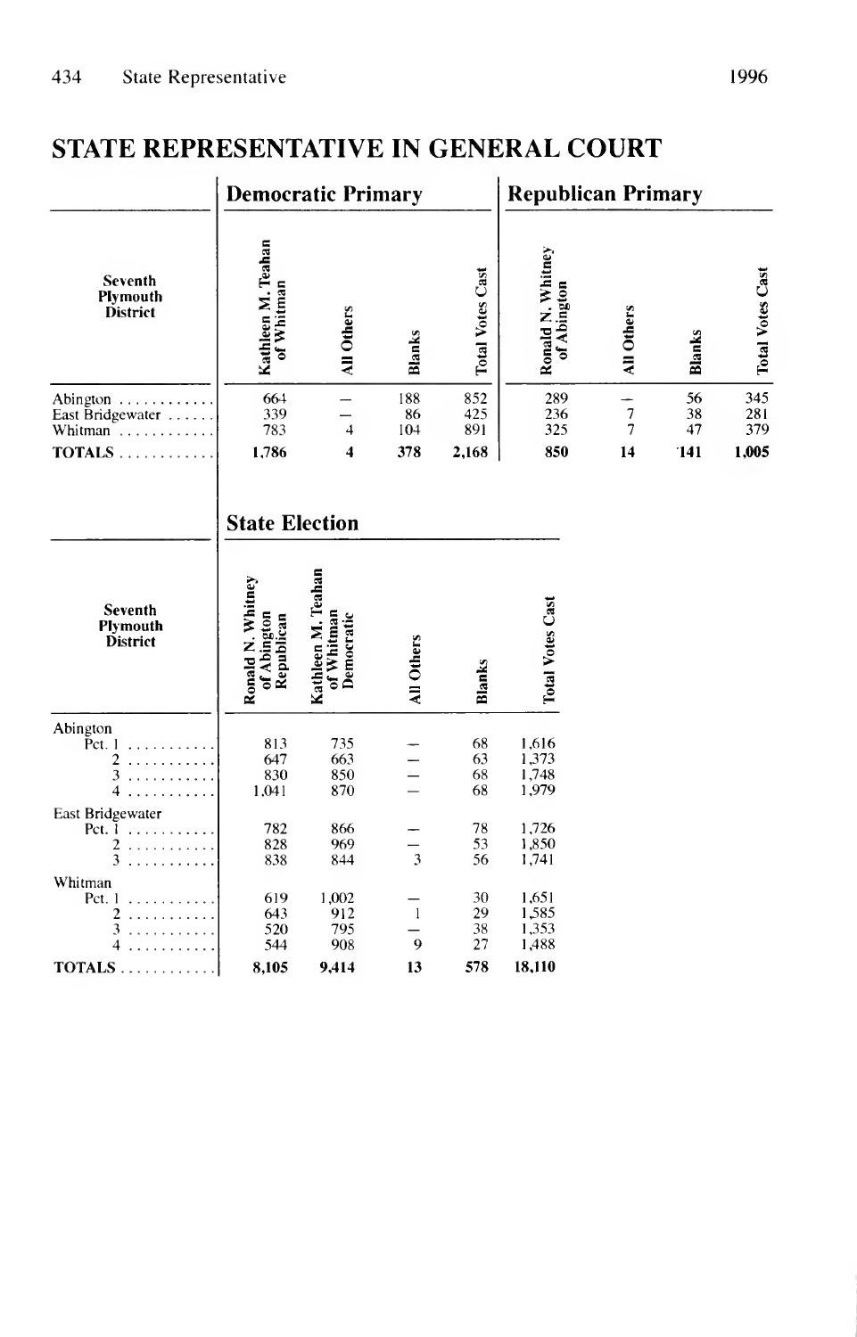# STATE REPRESENTATIVE IN GENERAL COURT

| Seventh Plymouth District | Democratic Primary | | | | Republican Primary | | | |
|---|---|---|---|---|---|---|---|---|
| | Kathleen M. Teahan of Whitman | All Others | Blanks | Total Votes Cast | Ronald N. Whitney of Abington | All Others | Blanks | Total Votes Cast |
| Abington | 664 | — | 188 | 852 | 289 | — | 56 | 345 |
| East Bridgewater | 339 | — | 86 | 425 | 236 | 7 | 38 | 281 |
| Whitman | 783 | 4 | 104 | 891 | 325 | 7 | 47 | 379 |
| **TOTALS** | **1,786** | **4** | **378** | **2,168** | **850** | **14** | **141** | **1,005** |

## State Election

| Seventh Plymouth District | Ronald N. Whitney of Abington Republican | Kathleen M. Teahan of Whitman Democratic | All Others | Blanks | Total Votes Cast |
|---|---|---|---|---|---|
| Abington | | | | | |
| Pct. 1 | 813 | 735 | — | 68 | 1,616 |
| 2 | 647 | 663 | — | 63 | 1,373 |
| 3 | 830 | 850 | — | 68 | 1,748 |
| 4 | 1,041 | 870 | — | 68 | 1,979 |
| East Bridgewater | | | | | |
| Pct. 1 | 782 | 866 | — | 78 | 1,726 |
| 2 | 828 | 969 | — | 53 | 1,850 |
| 3 | 838 | 844 | 3 | 56 | 1,741 |
| Whitman | | | | | |
| Pct. 1 | 619 | 1,002 | — | 30 | 1,651 |
| 2 | 643 | 912 | 1 | 29 | 1,585 |
| 3 | 520 | 795 | — | 38 | 1,353 |
| 4 | 544 | 908 | 9 | 27 | 1,488 |
| **TOTALS** | **8,105** | **9,414** | **13** | **578** | **18,110** |